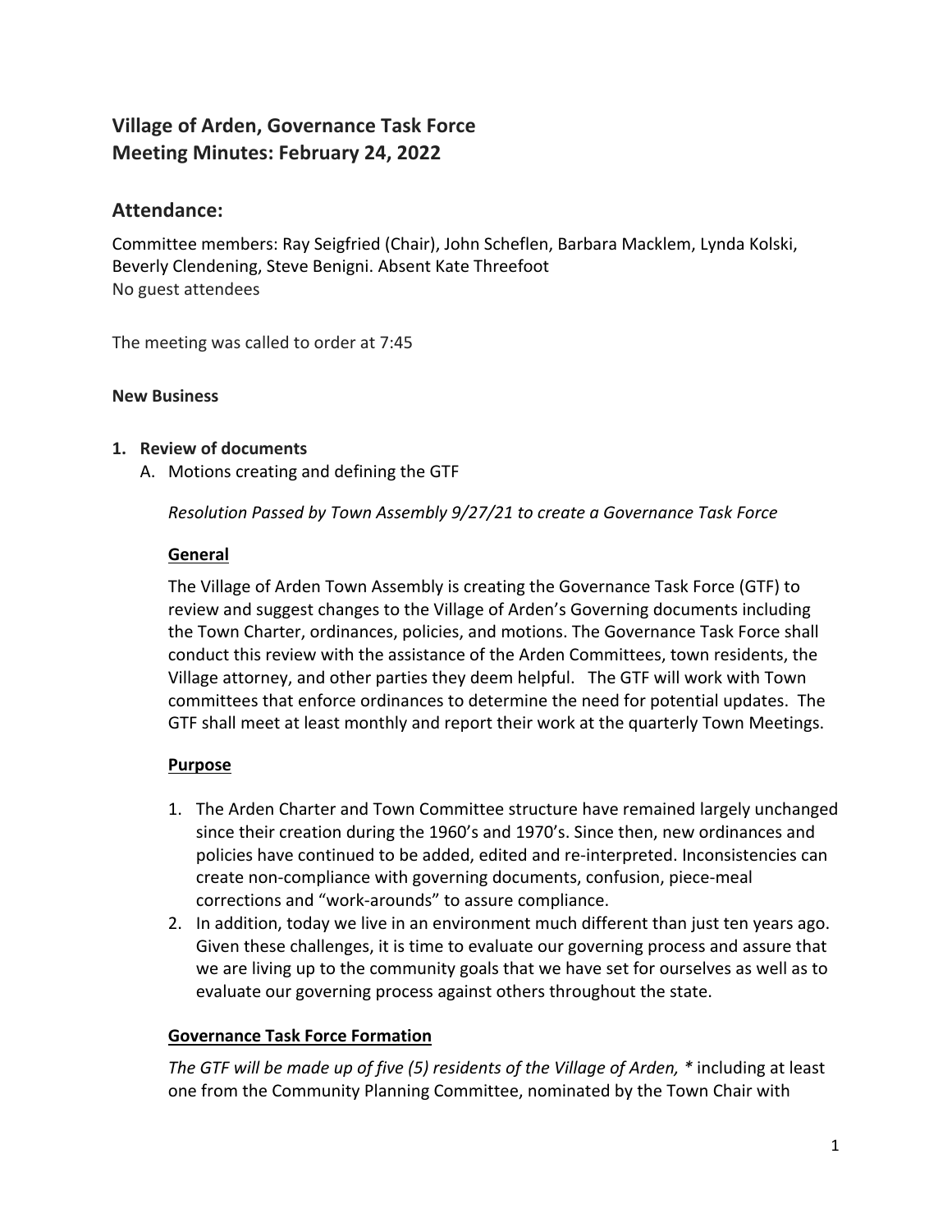# Village of Arden, Governance Task Force
# Meeting Minutes: February 24, 2022

## Attendance:

Committee members: Ray Seigfried (Chair), John Scheflen, Barbara Macklem, Lynda Kolski, Beverly Clendening, Steve Benigni. Absent Kate Threefoot
No guest attendees

The meeting was called to order at 7:45

**New Business**

1. **Review of documents**
   A. Motions creating and defining the GTF

   *Resolution Passed by Town Assembly 9/27/21 to create a Governance Task Force*

   **General**

   The Village of Arden Town Assembly is creating the Governance Task Force (GTF) to review and suggest changes to the Village of Arden's Governing documents including the Town Charter, ordinances, policies, and motions. The Governance Task Force shall conduct this review with the assistance of the Arden Committees, town residents, the Village attorney, and other parties they deem helpful. The GTF will work with Town committees that enforce ordinances to determine the need for potential updates. The GTF shall meet at least monthly and report their work at the quarterly Town Meetings.

   **Purpose**

   1. The Arden Charter and Town Committee structure have remained largely unchanged since their creation during the 1960's and 1970's. Since then, new ordinances and policies have continued to be added, edited and re-interpreted. Inconsistencies can create non-compliance with governing documents, confusion, piece-meal corrections and "work-arounds" to assure compliance.
   2. In addition, today we live in an environment much different than just ten years ago. Given these challenges, it is time to evaluate our governing process and assure that we are living up to the community goals that we have set for ourselves as well as to evaluate our governing process against others throughout the state.

   **Governance Task Force Formation**

   *The GTF will be made up of five (5) residents of the Village of Arden, ** including at least one from the Community Planning Committee, nominated by the Town Chair with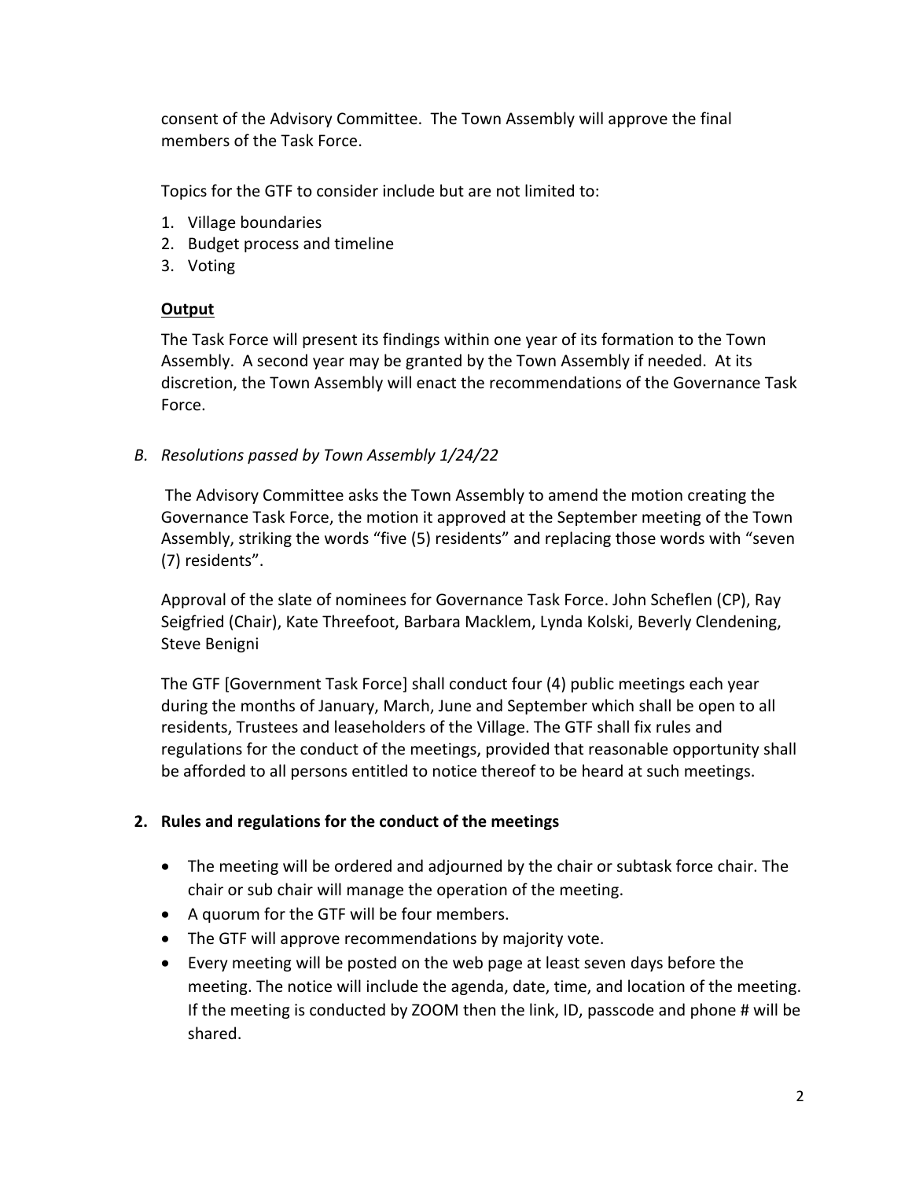consent of the Advisory Committee. The Town Assembly will approve the final members of the Task Force.

Topics for the GTF to consider include but are not limited to:

1. Village boundaries
2. Budget process and timeline
3. Voting

**Output**

The Task Force will present its findings within one year of its formation to the Town Assembly. A second year may be granted by the Town Assembly if needed. At its discretion, the Town Assembly will enact the recommendations of the Governance Task Force.

*B. Resolutions passed by Town Assembly 1/24/22*

The Advisory Committee asks the Town Assembly to amend the motion creating the Governance Task Force, the motion it approved at the September meeting of the Town Assembly, striking the words "five (5) residents" and replacing those words with "seven (7) residents".

Approval of the slate of nominees for Governance Task Force. John Scheflen (CP), Ray Seigfried (Chair), Kate Threefoot, Barbara Macklem, Lynda Kolski, Beverly Clendening, Steve Benigni

The GTF [Government Task Force] shall conduct four (4) public meetings each year during the months of January, March, June and September which shall be open to all residents, Trustees and leaseholders of the Village. The GTF shall fix rules and regulations for the conduct of the meetings, provided that reasonable opportunity shall be afforded to all persons entitled to notice thereof to be heard at such meetings.

**2. Rules and regulations for the conduct of the meetings**

- The meeting will be ordered and adjourned by the chair or subtask force chair. The chair or sub chair will manage the operation of the meeting.
- A quorum for the GTF will be four members.
- The GTF will approve recommendations by majority vote.
- Every meeting will be posted on the web page at least seven days before the meeting. The notice will include the agenda, date, time, and location of the meeting. If the meeting is conducted by ZOOM then the link, ID, passcode and phone # will be shared.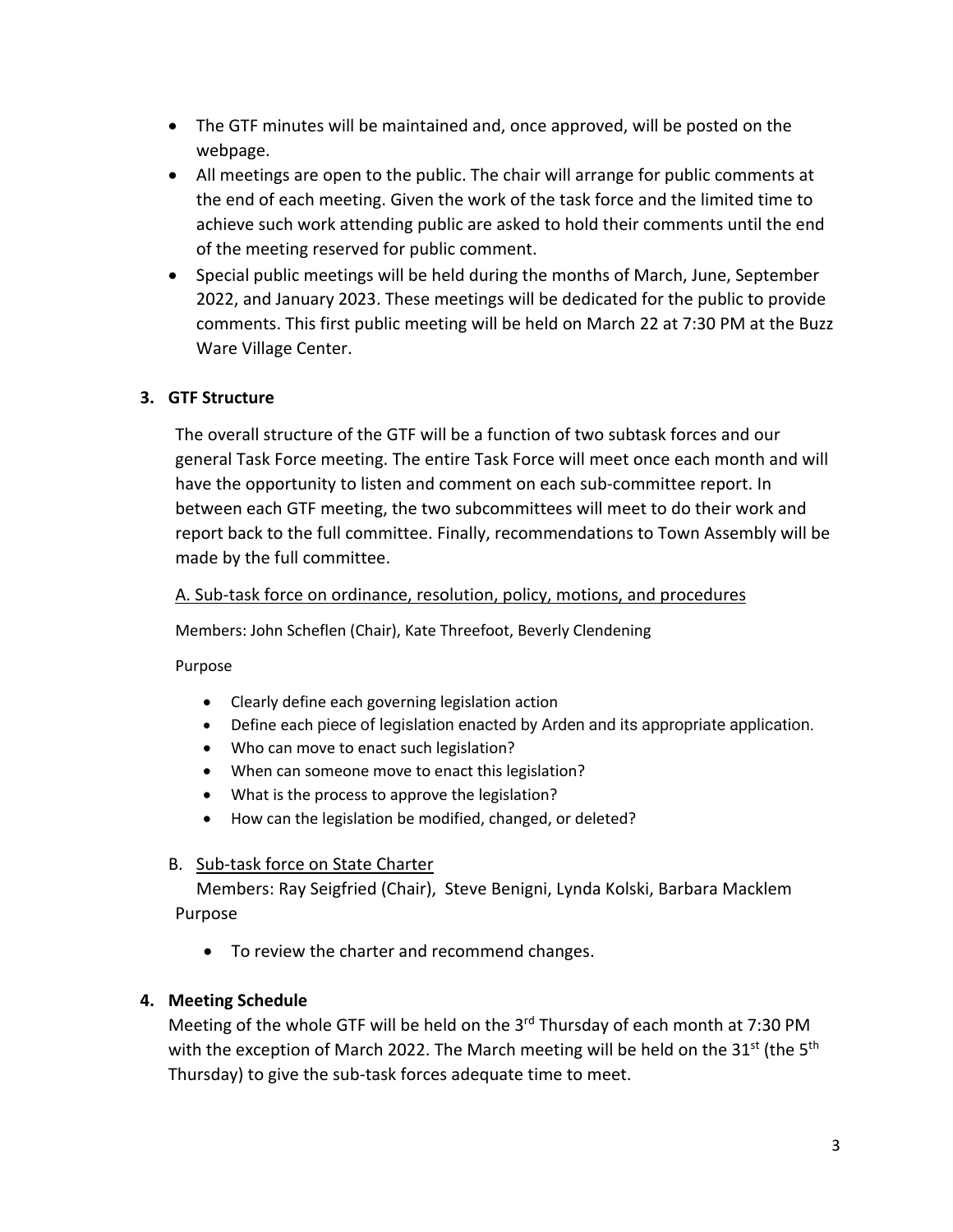- The GTF minutes will be maintained and, once approved, will be posted on the webpage.
- All meetings are open to the public. The chair will arrange for public comments at the end of each meeting. Given the work of the task force and the limited time to achieve such work attending public are asked to hold their comments until the end of the meeting reserved for public comment.
- Special public meetings will be held during the months of March, June, September 2022, and January 2023. These meetings will be dedicated for the public to provide comments. This first public meeting will be held on March 22 at 7:30 PM at the Buzz Ware Village Center.

### 3. GTF Structure

The overall structure of the GTF will be a function of two subtask forces and our general Task Force meeting. The entire Task Force will meet once each month and will have the opportunity to listen and comment on each sub-committee report. In between each GTF meeting, the two subcommittees will meet to do their work and report back to the full committee. Finally, recommendations to Town Assembly will be made by the full committee.

A. Sub-task force on ordinance, resolution, policy, motions, and procedures

Members: John Scheflen (Chair), Kate Threefoot, Beverly Clendening

Purpose

- Clearly define each governing legislation action
- Define each piece of legislation enacted by Arden and its appropriate application.
- Who can move to enact such legislation?
- When can someone move to enact this legislation?
- What is the process to approve the legislation?
- How can the legislation be modified, changed, or deleted?

B. Sub-task force on State Charter

Members: Ray Seigfried (Chair), Steve Benigni, Lynda Kolski, Barbara Macklem

Purpose

- To review the charter and recommend changes.

### 4. Meeting Schedule

Meeting of the whole GTF will be held on the 3rd Thursday of each month at 7:30 PM with the exception of March 2022. The March meeting will be held on the 31st (the 5th Thursday) to give the sub-task forces adequate time to meet.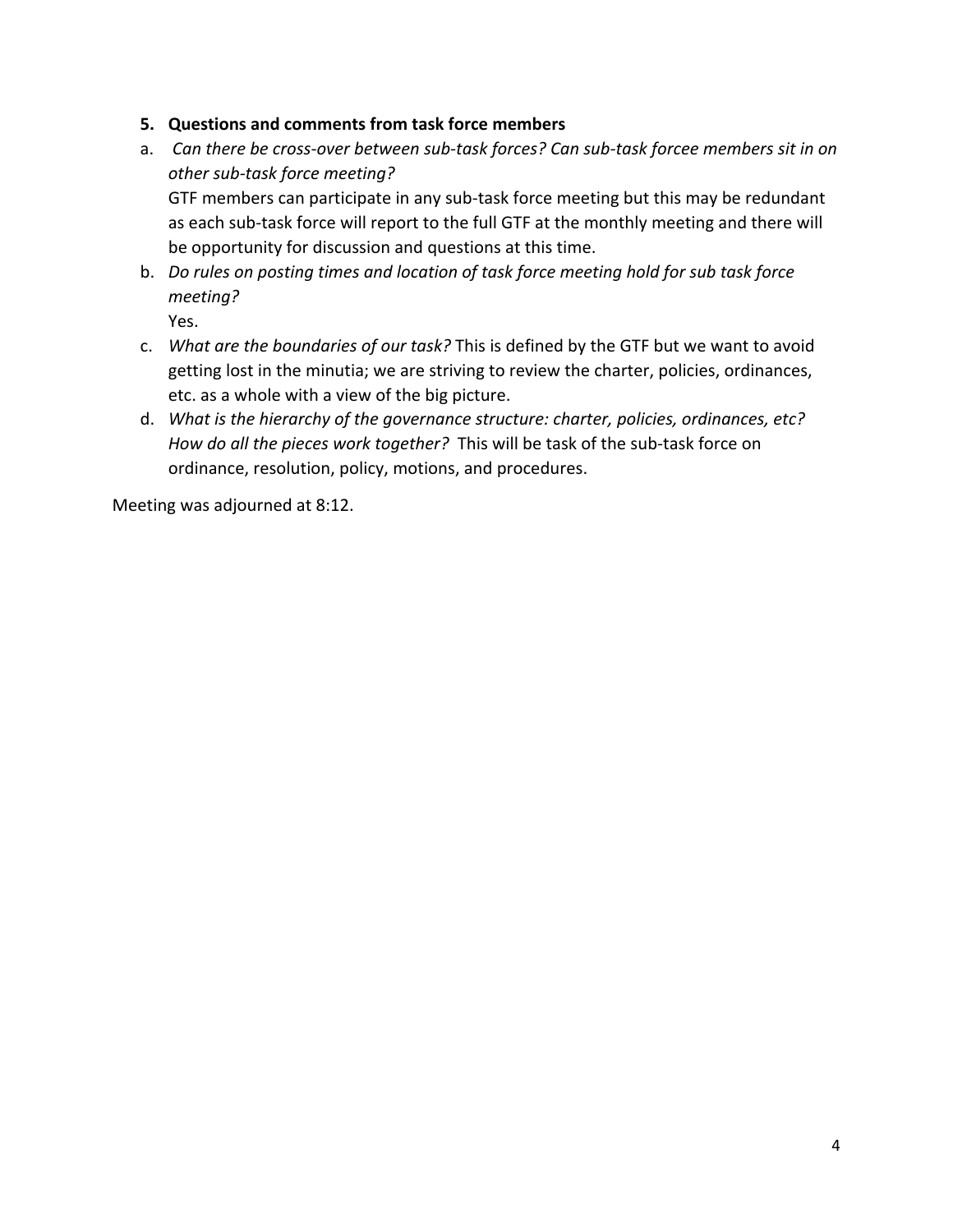**5. Questions and comments from task force members**

a. *Can there be cross-over between sub-task forces? Can sub-task forcee members sit in on other sub-task force meeting?*
   GTF members can participate in any sub-task force meeting but this may be redundant as each sub-task force will report to the full GTF at the monthly meeting and there will be opportunity for discussion and questions at this time.

b. *Do rules on posting times and location of task force meeting hold for sub task force meeting?*
   Yes.

c. *What are the boundaries of our task?* This is defined by the GTF but we want to avoid getting lost in the minutia; we are striving to review the charter, policies, ordinances, etc. as a whole with a view of the big picture.

d. *What is the hierarchy of the governance structure: charter, policies, ordinances, etc? How do all the pieces work together?* This will be task of the sub-task force on ordinance, resolution, policy, motions, and procedures.

Meeting was adjourned at 8:12.